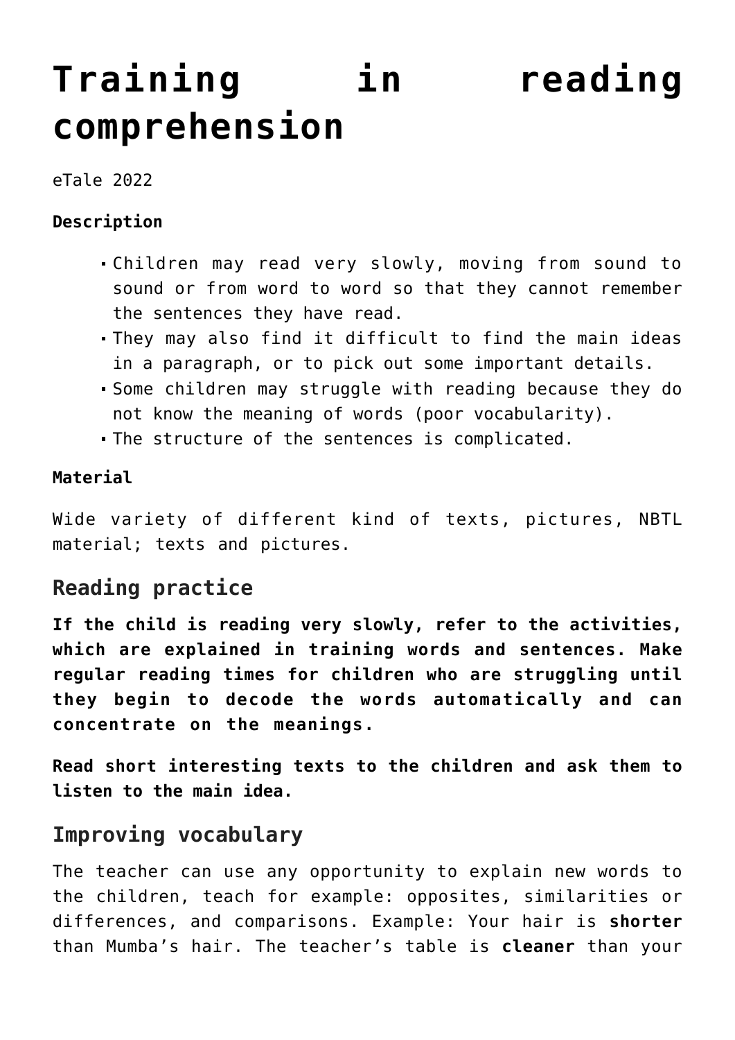# Training in reading comprehension

eTale 2022

**Description**

- Children may read very slowly, moving from sound to sound or from word to word so that they cannot remember the sentences they have read.
- They may also find it difficult to find the main ideas in a paragraph, or to pick out some important details.
- Some children may struggle with reading because they do not know the meaning of words (poor vocabularity).
- The structure of the sentences is complicated.

**Material**

Wide variety of different kind of texts, pictures, NBTL material; texts and pictures.

## Reading practice

**If the child is reading very slowly, refer to the activities, which are explained in training words and sentences. Make regular reading times for children who are struggling until they begin to decode the words automatically and can concentrate on the meanings.**

**Read short interesting texts to the children and ask them to listen to the main idea.**

## Improving vocabulary

The teacher can use any opportunity to explain new words to the children, teach for example: opposites, similarities or differences, and comparisons. Example: Your hair is **shorter** than Mumba's hair. The teacher's table is **cleaner** than your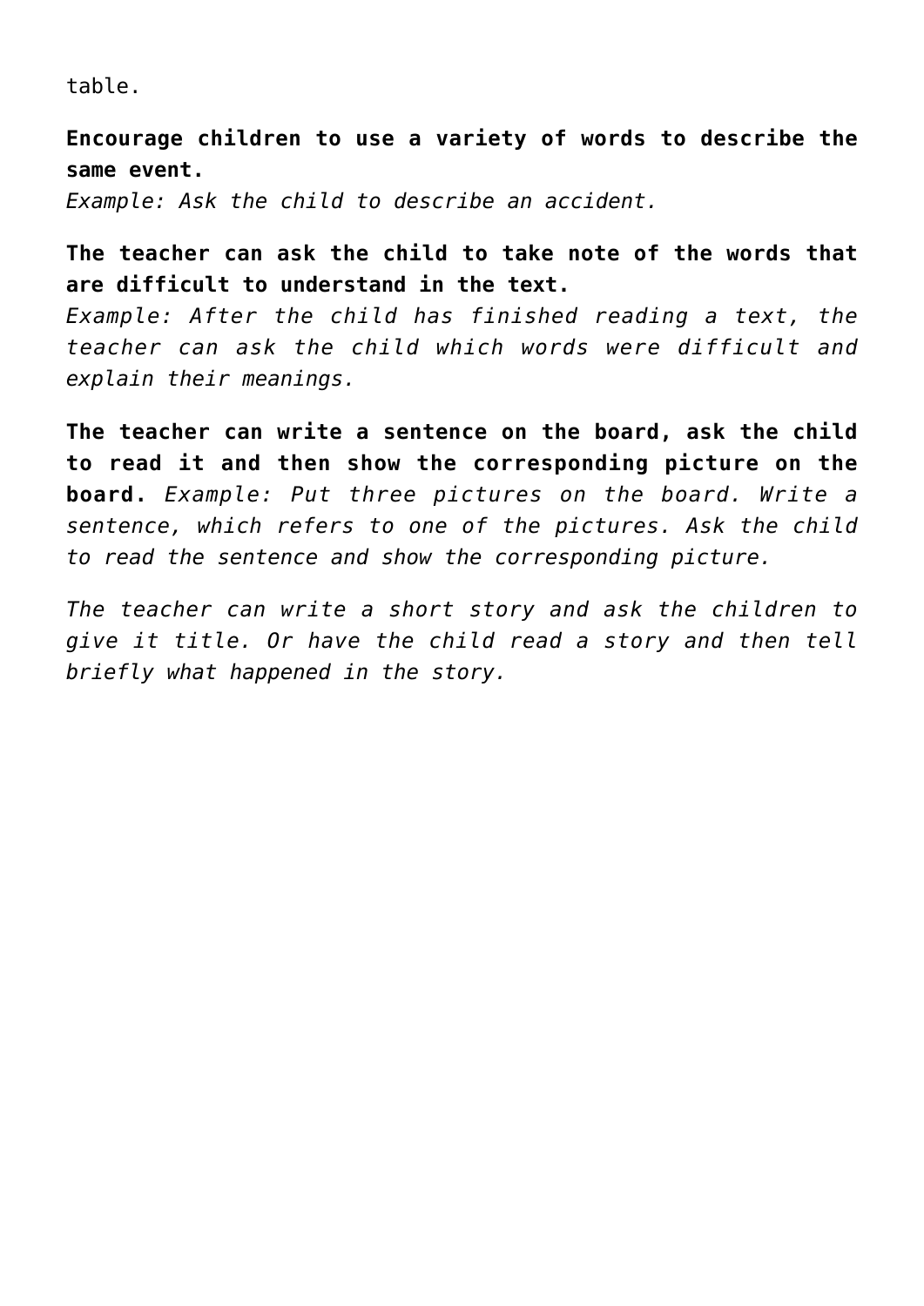table.

**Encourage children to use a variety of words to describe the same event.**
*Example: Ask the child to describe an accident.*

**The teacher can ask the child to take note of the words that are difficult to understand in the text.**
*Example: After the child has finished reading a text, the teacher can ask the child which words were difficult and explain their meanings.*

**The teacher can write a sentence on the board, ask the child to read it and then show the corresponding picture on the board.** *Example: Put three pictures on the board. Write a sentence, which refers to one of the pictures. Ask the child to read the sentence and show the corresponding picture.*

*The teacher can write a short story and ask the children to give it title. Or have the child read a story and then tell briefly what happened in the story.*